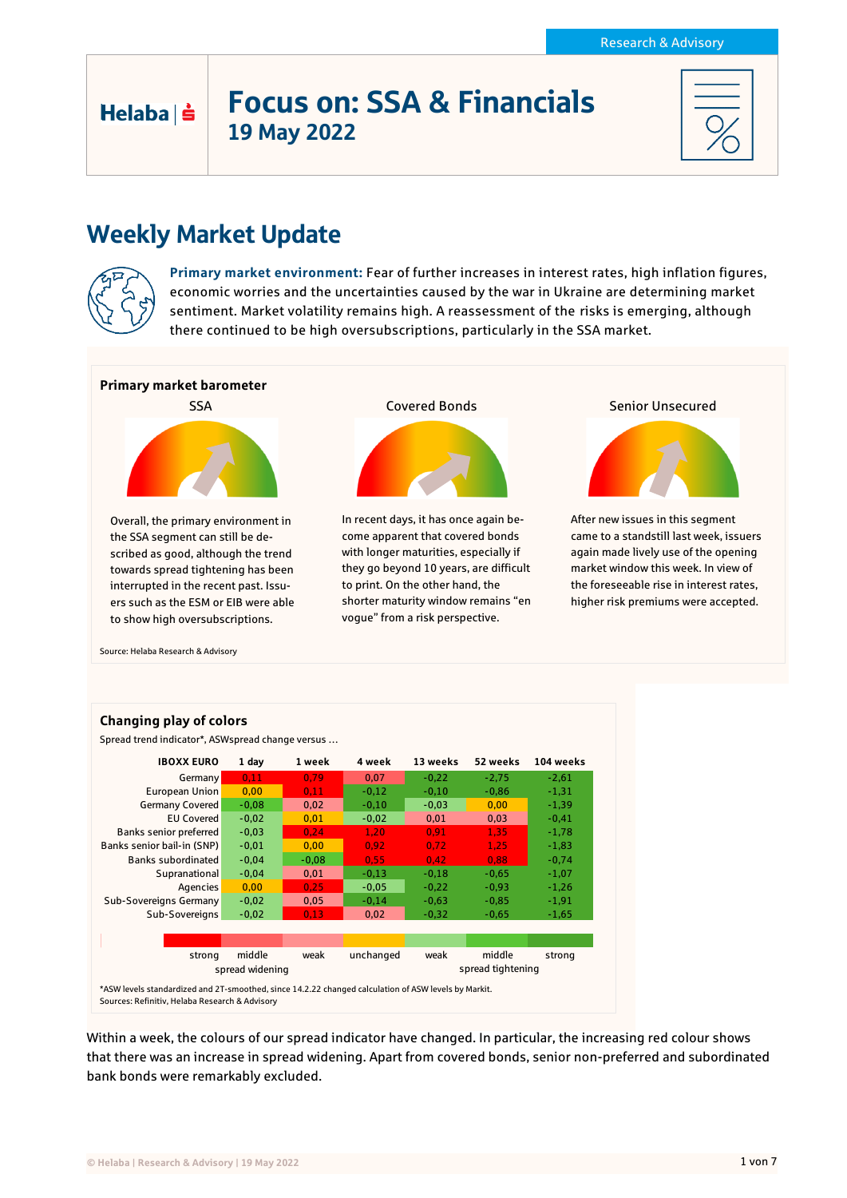Research & Advisory

Helaba

# Focus on: SSA & Financials

## 19 May 2022

# Weekly Market Update

**Primary market environment:** Fear of further increases in interest rates, high inflation figures, economic worries and the uncertainties caused by the war in Ukraine are determining market sentiment. Market volatility remains high. A reassessment of the risks is emerging, although there continued to be high oversubscriptions, particularly in the SSA market.

### Primary market barometer

**SSA**

Overall, the primary environment in the SSA segment can still be described as good, although the trend towards spread tightening has been interrupted in the recent past. Issuers such as the ESM or EIB were able to show high oversubscriptions.

**Covered Bonds**

In recent days, it has once again become apparent that covered bonds with longer maturities, especially if they go beyond 10 years, are difficult to print. On the other hand, the shorter maturity window remains "en vogue" from a risk perspective.

**Senior Unsecured**

After new issues in this segment came to a standstill last week, issuers again made lively use of the opening market window this week. In view of the foreseeable rise in interest rates, higher risk premiums were accepted.

Source: Helaba Research & Advisory

### Changing play of colors

Spread trend indicator*, ASWspread change versus …

| IBOXX EURO | 1 day | 1 week | 4 week | 13 weeks | 52 weeks | 104 weeks |
|---|---|---|---|---|---|---|
| Germany | 0,11 | 0,79 | 0,07 | -0,22 | -2,75 | -2,61 |
| European Union | 0,00 | 0,11 | -0,12 | -0,10 | -0,86 | -1,31 |
| Germany Covered | -0,08 | 0,02 | -0,10 | -0,03 | 0,00 | -1,39 |
| EU Covered | -0,02 | 0,01 | -0,02 | 0,01 | 0,03 | -0,41 |
| Banks senior preferred | -0,03 | 0,24 | 1,20 | 0,91 | 1,35 | -1,78 |
| Banks senior bail-in (SNP) | -0,01 | 0,00 | 0,92 | 0,72 | 1,25 | -1,83 |
| Banks subordinated | -0,04 | -0,08 | 0,55 | 0,42 | 0,88 | -0,74 |
| Supranational | -0,04 | 0,01 | -0,13 | -0,18 | -0,65 | -1,07 |
| Agencies | 0,00 | 0,25 | -0,05 | -0,22 | -0,93 | -1,26 |
| Sub-Sovereigns Germany | -0,02 | 0,05 | -0,14 | -0,63 | -0,85 | -1,91 |
| Sub-Sovereigns | -0,02 | 0,13 | 0,02 | -0,32 | -0,65 | -1,65 |

Legend: strong / middle / weak spread widening – unchanged – weak / middle / strong spread tightening

*ASW levels standardized and 2T-smoothed, since 14.2.22 changed calculation of ASW levels by Markit.
Sources: Refinitiv, Helaba Research & Advisory

Within a week, the colours of our spread indicator have changed. In particular, the increasing red colour shows that there was an increase in spread widening. Apart from covered bonds, senior non-preferred and subordinated bank bonds were remarkably excluded.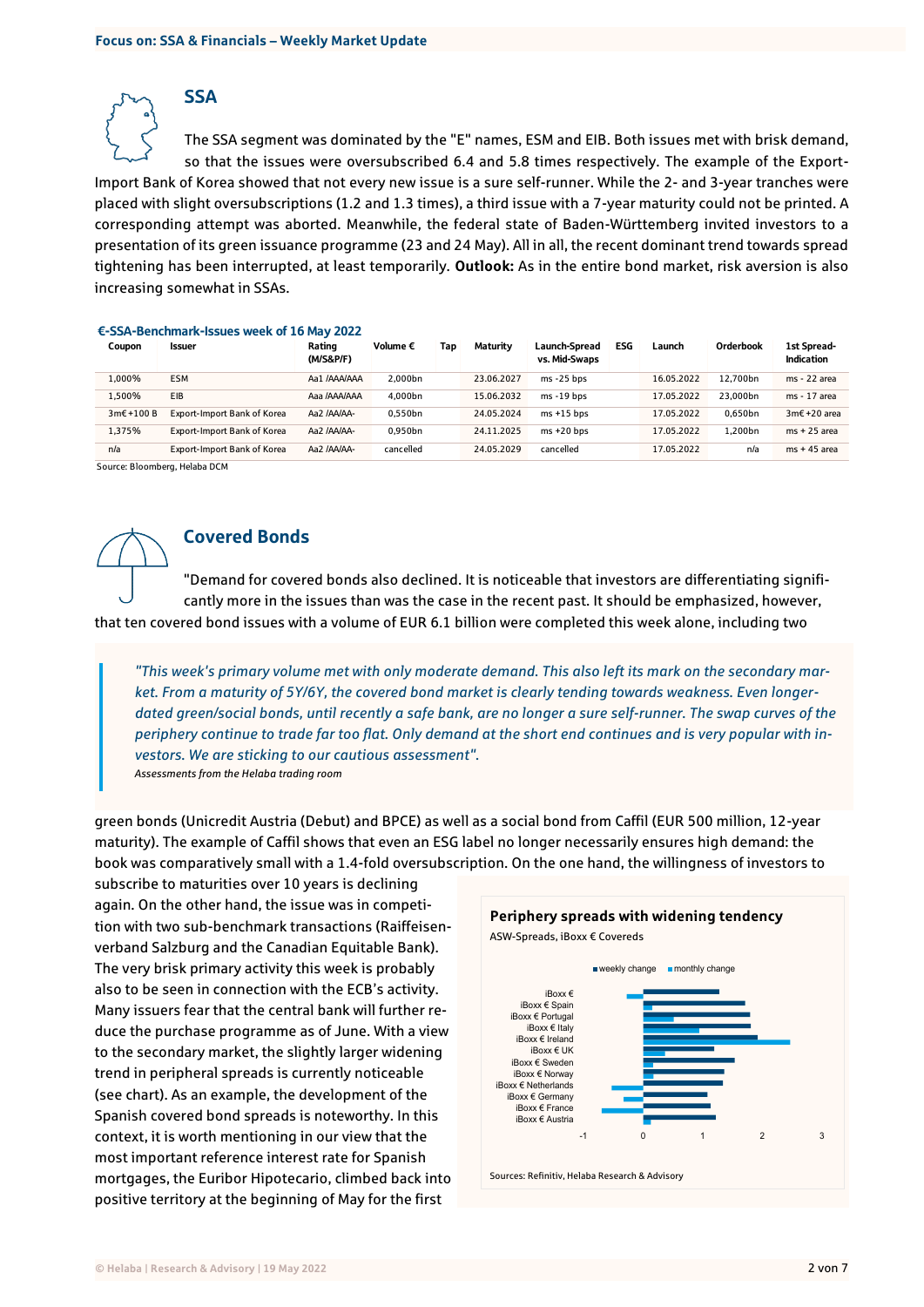## SSA

The SSA segment was dominated by the "E" names, ESM and EIB. Both issues met with brisk demand, so that the issues were oversubscribed 6.4 and 5.8 times respectively. The example of the Export-Import Bank of Korea showed that not every new issue is a sure self-runner. While the 2- and 3-year tranches were placed with slight oversubscriptions (1.2 and 1.3 times), a third issue with a 7-year maturity could not be printed. A corresponding attempt was aborted. Meanwhile, the federal state of Baden-Württemberg invited investors to a presentation of its green issuance programme (23 and 24 May). All in all, the recent dominant trend towards spread tightening has been interrupted, at least temporarily. **Outlook:** As in the entire bond market, risk aversion is also increasing somewhat in SSAs.

**€-SSA-Benchmark-Issues week of 16 May 2022**

| Coupon | Issuer | Rating (M/S&P/F) | Volume € | Tap | Maturity | Launch-Spread vs. Mid-Swaps | ESG | Launch | Orderbook | 1st Spread-Indication |
|---|---|---|---|---|---|---|---|---|---|---|
| 1,000% | ESM | Aa1 /AAA/AAA | 2,000bn | | 23.06.2027 | ms -25 bps | | 16.05.2022 | 12,700bn | ms - 22 area |
| 1,500% | EIB | Aaa /AAA/AAA | 4,000bn | | 15.06.2032 | ms -19 bps | | 17.05.2022 | 23,000bn | ms - 17 area |
| 3m€+100 B | Export-Import Bank of Korea | Aa2 /AA/AA- | 0,550bn | | 24.05.2024 | ms +15 bps | | 17.05.2022 | 0,650bn | 3m€ +20 area |
| 1,375% | Export-Import Bank of Korea | Aa2 /AA/AA- | 0,950bn | | 24.11.2025 | ms +20 bps | | 17.05.2022 | 1,200bn | ms + 25 area |
| n/a | Export-Import Bank of Korea | Aa2 /AA/AA- | cancelled | | 24.05.2029 | cancelled | | 17.05.2022 | n/a | ms + 45 area |

Source: Bloomberg, Helaba DCM

## Covered Bonds

"Demand for covered bonds also declined. It is noticeable that investors are differentiating significantly more in the issues than was the case in the recent past. It should be emphasized, however, that ten covered bond issues with a volume of EUR 6.1 billion were completed this week alone, including two green bonds (Unicredit Austria (Debut) and BPCE) as well as a social bond from Caffil (EUR 500 million, 12-year maturity). The example of Caffil shows that even an ESG label no longer necessarily ensures high demand: the book was comparatively small with a 1.4-fold oversubscription. On the one hand, the willingness of investors to subscribe to maturities over 10 years is declining again. On the other hand, the issue was in competition with two sub-benchmark transactions (Raiffeisenverband Salzburg and the Canadian Equitable Bank). The very brisk primary activity this week is probably also to be seen in connection with the ECB's activity. Many issuers fear that the central bank will further reduce the purchase programme as of June. With a view to the secondary market, the slightly larger widening trend in peripheral spreads is currently noticeable (see chart). As an example, the development of the Spanish covered bond spreads is noteworthy. In this context, it is worth mentioning in our view that the most important reference interest rate for Spanish mortgages, the Euribor Hipotecario, climbed back into positive territory at the beginning of May for the first

> *"This week's primary volume met with only moderate demand. This also left its mark on the secondary market. From a maturity of 5Y/6Y, the covered bond market is clearly tending towards weakness. Even longer-dated green/social bonds, until recently a safe bank, are no longer a sure self-runner. The swap curves of the periphery continue to trade far too flat. Only demand at the short end continues and is very popular with investors. We are sticking to our cautious assessment".*
>
> *Assessments from the Helaba trading room*

**Periphery spreads with widening tendency**

ASW-Spreads, iBoxx € Coverededs

Sources: Refinitiv, Helaba Research & Advisory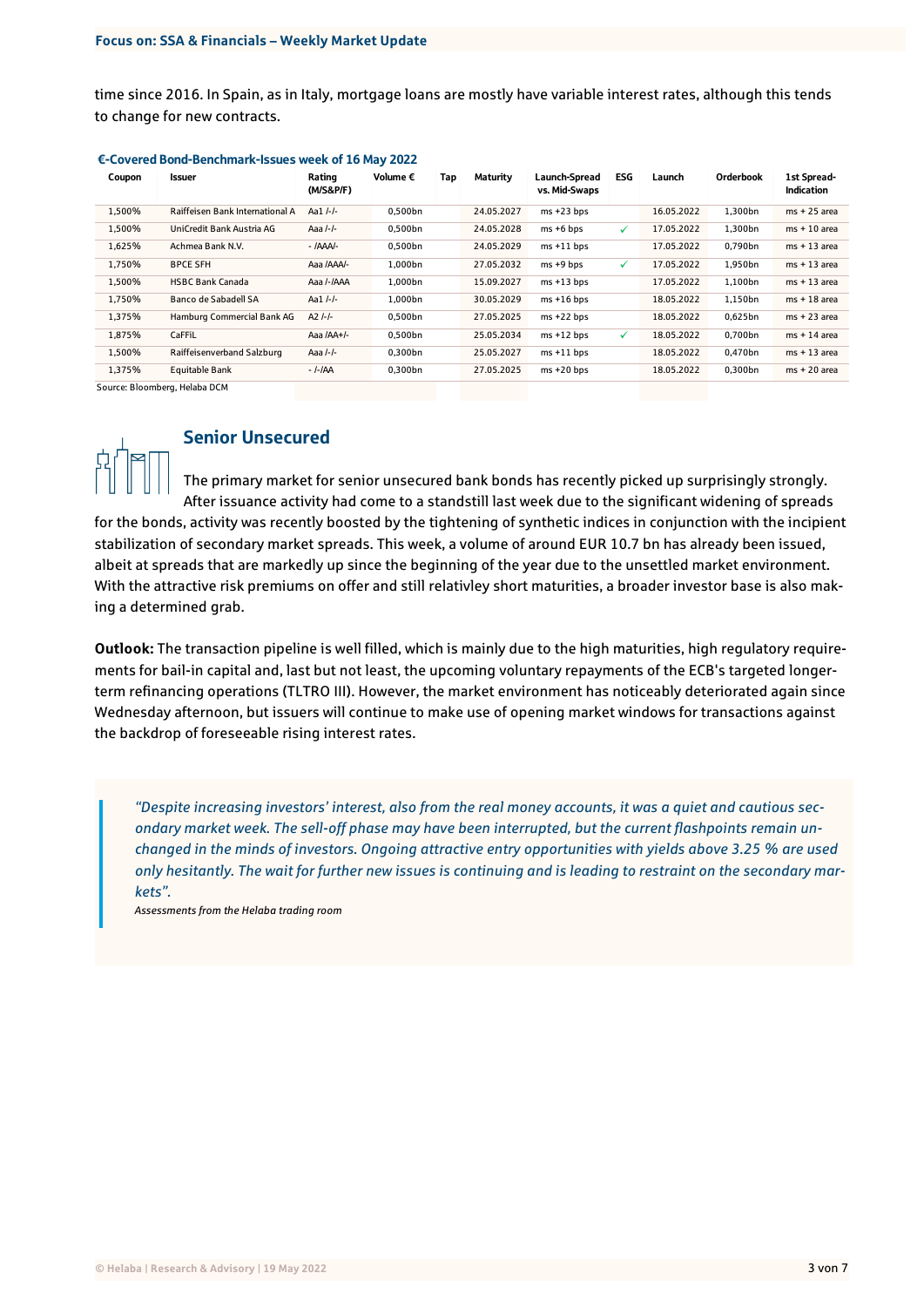time since 2016. In Spain, as in Italy, mortgage loans are mostly have variable interest rates, although this tends to change for new contracts.

**€-Covered Bond-Benchmark-Issues week of 16 May 2022**

| Coupon | Issuer | Rating (M/S&P/F) | Volume € | Tap | Maturity | Launch-Spread vs. Mid-Swaps | ESG | Launch | Orderbook | 1st Spread-Indication |
|---|---|---|---|---|---|---|---|---|---|---|
| 1,500% | Raiffeisen Bank International A | Aa1 /-/- | 0,500bn | | 24.05.2027 | ms +23 bps | | 16.05.2022 | 1,300bn | ms + 25 area |
| 1,500% | UniCredit Bank Austria AG | Aaa /-/- | 0,500bn | | 24.05.2028 | ms +6 bps | ✓ | 17.05.2022 | 1,300bn | ms + 10 area |
| 1,625% | Achmea Bank N.V. | - /AAA/- | 0,500bn | | 24.05.2029 | ms +11 bps | | 17.05.2022 | 0,790bn | ms + 13 area |
| 1,750% | BPCE SFH | Aaa /AAA/- | 1,000bn | | 27.05.2032 | ms +9 bps | ✓ | 17.05.2022 | 1,950bn | ms + 13 area |
| 1,500% | HSBC Bank Canada | Aaa /-/AAA | 1,000bn | | 15.09.2027 | ms +13 bps | | 17.05.2022 | 1,100bn | ms + 13 area |
| 1,750% | Banco de Sabadell SA | Aa1 /-/- | 1,000bn | | 30.05.2029 | ms +16 bps | | 18.05.2022 | 1,150bn | ms + 18 area |
| 1,375% | Hamburg Commercial Bank AG | A2 /-/- | 0,500bn | | 27.05.2025 | ms +22 bps | | 18.05.2022 | 0,625bn | ms + 23 area |
| 1,875% | CaFFiL | Aaa /AA+/- | 0,500bn | | 25.05.2034 | ms +12 bps | ✓ | 18.05.2022 | 0,700bn | ms + 14 area |
| 1,500% | Raiffeisenverband Salzburg | Aaa /-/- | 0,300bn | | 25.05.2027 | ms +11 bps | | 18.05.2022 | 0,470bn | ms + 13 area |
| 1,375% | Equitable Bank | - /-/AA | 0,300bn | | 27.05.2025 | ms +20 bps | | 18.05.2022 | 0,300bn | ms + 20 area |

Source: Bloomberg, Helaba DCM

## Senior Unsecured

The primary market for senior unsecured bank bonds has recently picked up surprisingly strongly. After issuance activity had come to a standstill last week due to the significant widening of spreads for the bonds, activity was recently boosted by the tightening of synthetic indices in conjunction with the incipient stabilization of secondary market spreads. This week, a volume of around EUR 10.7 bn has already been issued, albeit at spreads that are markedly up since the beginning of the year due to the unsettled market environment. With the attractive risk premiums on offer and still relativley short maturities, a broader investor base is also making a determined grab.

**Outlook:** The transaction pipeline is well filled, which is mainly due to the high maturities, high regulatory requirements for bail-in capital and, last but not least, the upcoming voluntary repayments of the ECB's targeted longer-term refinancing operations (TLTRO III). However, the market environment has noticeably deteriorated again since Wednesday afternoon, but issuers will continue to make use of opening market windows for transactions against the backdrop of foreseeable rising interest rates.

> *"Despite increasing investors' interest, also from the real money accounts, it was a quiet and cautious secondary market week. The sell-off phase may have been interrupted, but the current flashpoints remain unchanged in the minds of investors. Ongoing attractive entry opportunities with yields above 3.25 % are used only hesitantly. The wait for further new issues is continuing and is leading to restraint on the secondary markets".*
>
> *Assessments from the Helaba trading room*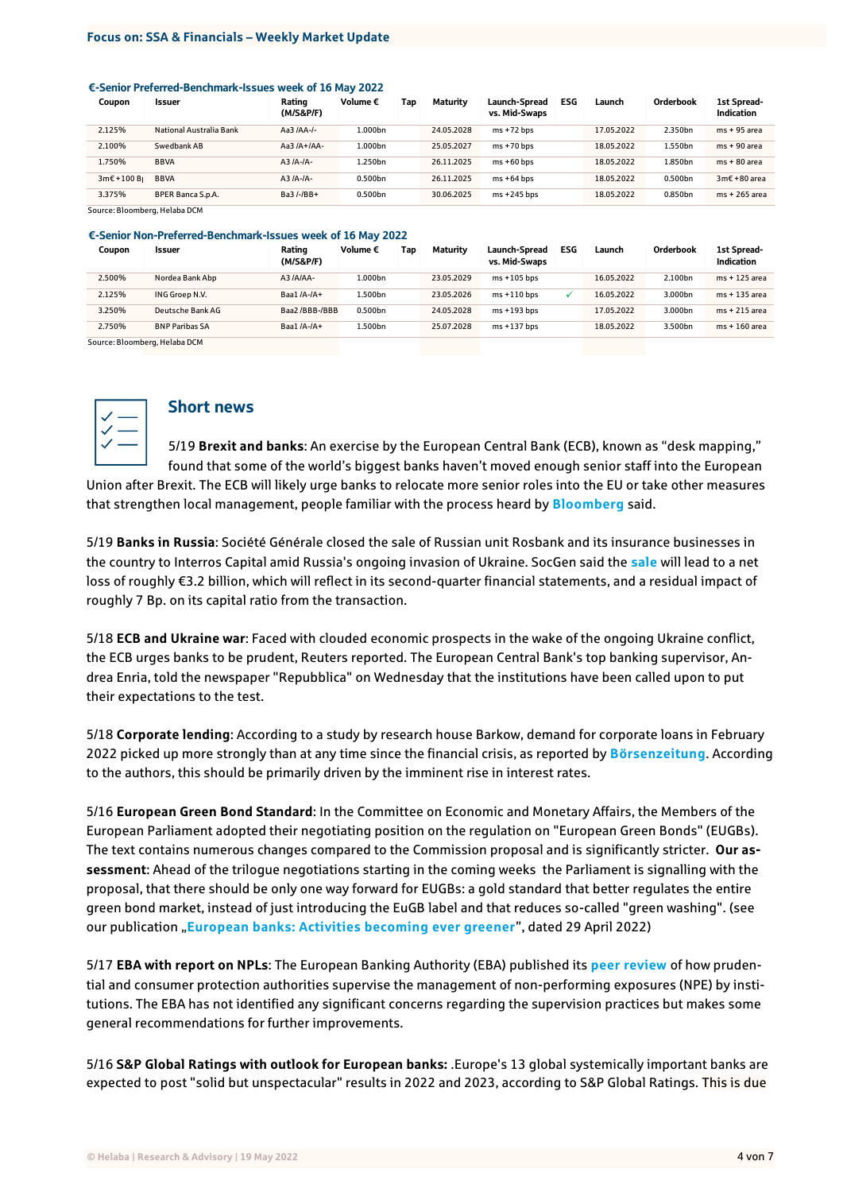**€-Senior Preferred-Benchmark-Issues week of 16 May 2022**

| Coupon | Issuer | Rating (M/S&P/F) | Volume € | Tap | Maturity | Launch-Spread vs. Mid-Swaps | ESG | Launch | Orderbook | 1st Spread-Indication |
|---|---|---|---|---|---|---|---|---|---|---|
| 2.125% | National Australia Bank | Aa3 /AA-/- | 1.000bn | | 24.05.2028 | ms +72 bps | | 17.05.2022 | 2.350bn | ms + 95 area |
| 2.100% | Swedbank AB | Aa3 /A+/AA- | 1.000bn | | 25.05.2027 | ms +70 bps | | 18.05.2022 | 1.550bn | ms + 90 area |
| 1.750% | BBVA | A3 /A-/A- | 1.250bn | | 26.11.2025 | ms +60 bps | | 18.05.2022 | 1.850bn | ms + 80 area |
| 3m€+100 Bp | BBVA | A3 /A-/A- | 0.500bn | | 26.11.2025 | ms +64 bps | | 18.05.2022 | 0.500bn | 3m€ +80 area |
| 3.375% | BPER Banca S.p.A. | Ba3 /-/BB+ | 0.500bn | | 30.06.2025 | ms +245 bps | | 18.05.2022 | 0.850bn | ms + 265 area |

Source: Bloomberg, Helaba DCM

**€-Senior Non-Preferred-Benchmark-Issues week of 16 May 2022**

| Coupon | Issuer | Rating (M/S&P/F) | Volume € | Tap | Maturity | Launch-Spread vs. Mid-Swaps | ESG | Launch | Orderbook | 1st Spread-Indication |
|---|---|---|---|---|---|---|---|---|---|---|
| 2.500% | Nordea Bank Abp | A3 /A/AA- | 1.000bn | | 23.05.2029 | ms +105 bps | | 16.05.2022 | 2.100bn | ms + 125 area |
| 2.125% | ING Groep N.V. | Baa1 /A-/A+ | 1.500bn | | 23.05.2026 | ms +110 bps | ✓ | 16.05.2022 | 3.000bn | ms + 135 area |
| 3.250% | Deutsche Bank AG | Baa2 /BBB-/BBB | 0.500bn | | 24.05.2028 | ms +193 bps | | 17.05.2022 | 3.000bn | ms + 215 area |
| 2.750% | BNP Paribas SA | Baa1 /A-/A+ | 1.500bn | | 25.07.2028 | ms +137 bps | | 18.05.2022 | 3.500bn | ms + 160 area |

Source: Bloomberg, Helaba DCM

## Short news

5/19 **Brexit and banks**: An exercise by the European Central Bank (ECB), known as "desk mapping," found that some of the world's biggest banks haven't moved enough senior staff into the European Union after Brexit. The ECB will likely urge banks to relocate more senior roles into the EU or take other measures that strengthen local management, people familiar with the process heard by **Bloomberg** said.

5/19 **Banks in Russia**: Société Générale closed the sale of Russian unit Rosbank and its insurance businesses in the country to Interros Capital amid Russia's ongoing invasion of Ukraine. SocGen said the **sale** will lead to a net loss of roughly €3.2 billion, which will reflect in its second-quarter financial statements, and a residual impact of roughly 7 Bp. on its capital ratio from the transaction.

5/18 **ECB and Ukraine war**: Faced with clouded economic prospects in the wake of the ongoing Ukraine conflict, the ECB urges banks to be prudent, Reuters reported. The European Central Bank's top banking supervisor, Andrea Enria, told the newspaper "Repubblica" on Wednesday that the institutions have been called upon to put their expectations to the test.

5/18 **Corporate lending**: According to a study by research house Barkow, demand for corporate loans in February 2022 picked up more strongly than at any time since the financial crisis, as reported by **Börsenzeitung**. According to the authors, this should be primarily driven by the imminent rise in interest rates.

5/16 **European Green Bond Standard**: In the Committee on Economic and Monetary Affairs, the Members of the European Parliament adopted their negotiating position on the regulation on "European Green Bonds" (EUGBs). The text contains numerous changes compared to the Commission proposal and is significantly stricter. **Our assessment**: Ahead of the trilogue negotiations starting in the coming weeks the Parliament is signalling with the proposal, that there should be only one way forward for EUGBs: a gold standard that better regulates the entire green bond market, instead of just introducing the EuGB label and that reduces so-called "green washing". (see our publication „**European banks: Activities becoming ever greener**", dated 29 April 2022)

5/17 **EBA with report on NPLs**: The European Banking Authority (EBA) published its **peer review** of how prudential and consumer protection authorities supervise the management of non-performing exposures (NPE) by institutions. The EBA has not identified any significant concerns regarding the supervision practices but makes some general recommendations for further improvements.

5/16 **S&P Global Ratings with outlook for European banks:** .Europe's 13 global systemically important banks are expected to post "solid but unspectacular" results in 2022 and 2023, according to S&P Global Ratings. This is due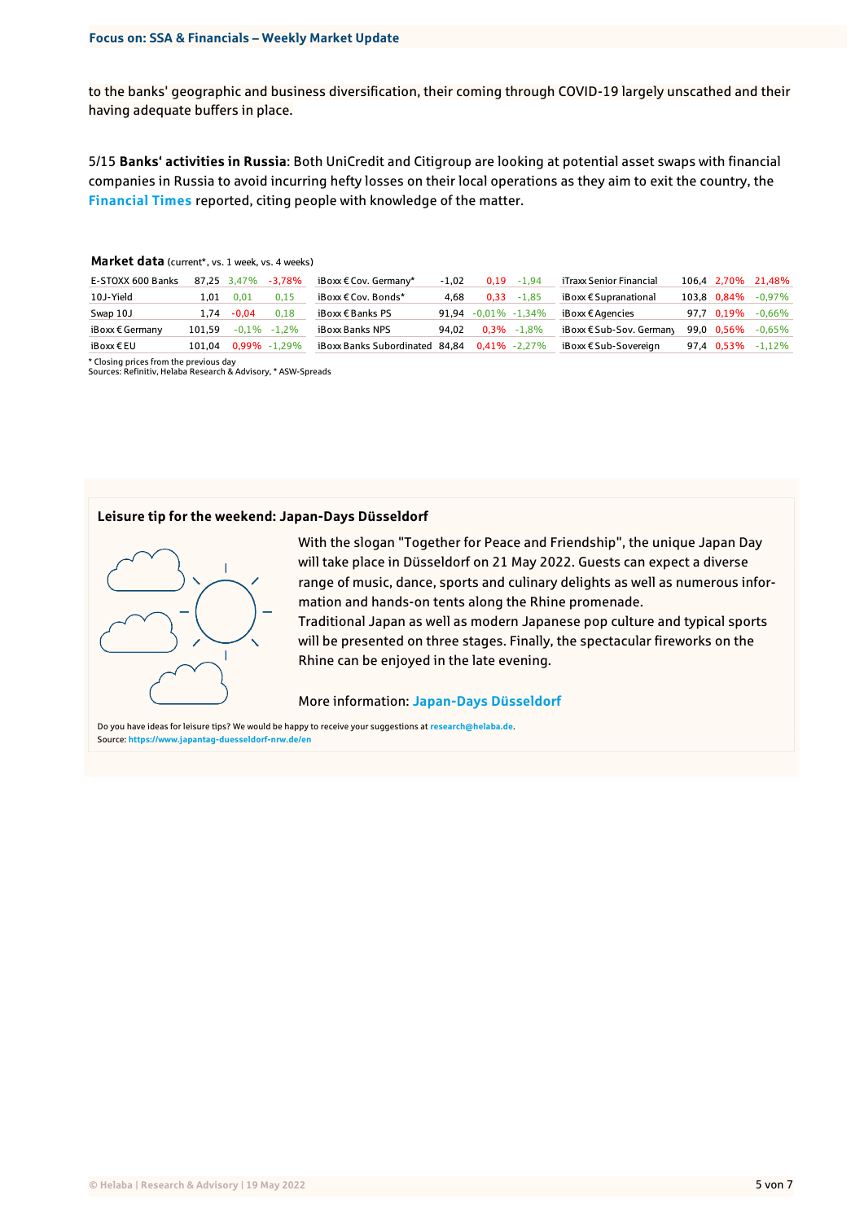to the banks' geographic and business diversification, their coming through COVID-19 largely unscathed and their having adequate buffers in place.

5/15 **Banks' activities in Russia**: Both UniCredit and Citigroup are looking at potential asset swaps with financial companies in Russia to avoid incurring hefty losses on their local operations as they aim to exit the country, the **Financial Times** reported, citing people with knowledge of the matter.

**Market data** (current*, vs. 1 week, vs. 4 weeks)

| | | | | | | | | | | | |
|---|---|---|---|---|---|---|---|---|---|---|---|
| E-STOXX 600 Banks | 87,25 | 3,47% | -3,78% | iBoxx € Cov. Germany* | -1,02 | 0,19 | -1,94 | iTraxx Senior Financial | 106,4 | 2,70% | 21,48% |
| 10J-Yield | 1,01 | 0,01 | 0,15 | iBoxx € Cov. Bonds* | 4,68 | 0,33 | -1,85 | iBoxx € Supranational | 103,8 | 0,84% | -0,97% |
| Swap 10J | 1,74 | -0,04 | 0,18 | iBoxx € Banks PS | 91,94 | -0,01% | -1,34% | iBoxx € Agencies | 97,7 | 0,19% | -0,66% |
| iBoxx € Germany | 101,59 | -0,1% | -1,2% | iBoxx Banks NPS | 94,02 | 0,3% | -1,8% | iBoxx € Sub-Sov. Germany | 99,0 | 0,56% | -0,65% |
| iBoxx € EU | 101,04 | 0,99% | -1,29% | iBoxx Banks Subordinated | 84,84 | 0,41% | -2,27% | iBoxx € Sub-Sovereign | 97,4 | 0,53% | -1,12% |

\* Closing prices from the previous day
Sources: Refinitiv, Helaba Research & Advisory, * ASW-Spreads

**Leisure tip for the weekend: Japan-Days Düsseldorf**

With the slogan "Together for Peace and Friendship", the unique Japan Day will take place in Düsseldorf on 21 May 2022. Guests can expect a diverse range of music, dance, sports and culinary delights as well as numerous information and hands-on tents along the Rhine promenade.
Traditional Japan as well as modern Japanese pop culture and typical sports will be presented on three stages. Finally, the spectacular fireworks on the Rhine can be enjoyed in the late evening.

More information: **Japan-Days Düsseldorf**

Do you have ideas for leisure tips? We would be happy to receive your suggestions at research@helaba.de.
Source: https://www.japantag-duesseldorf-nrw.de/en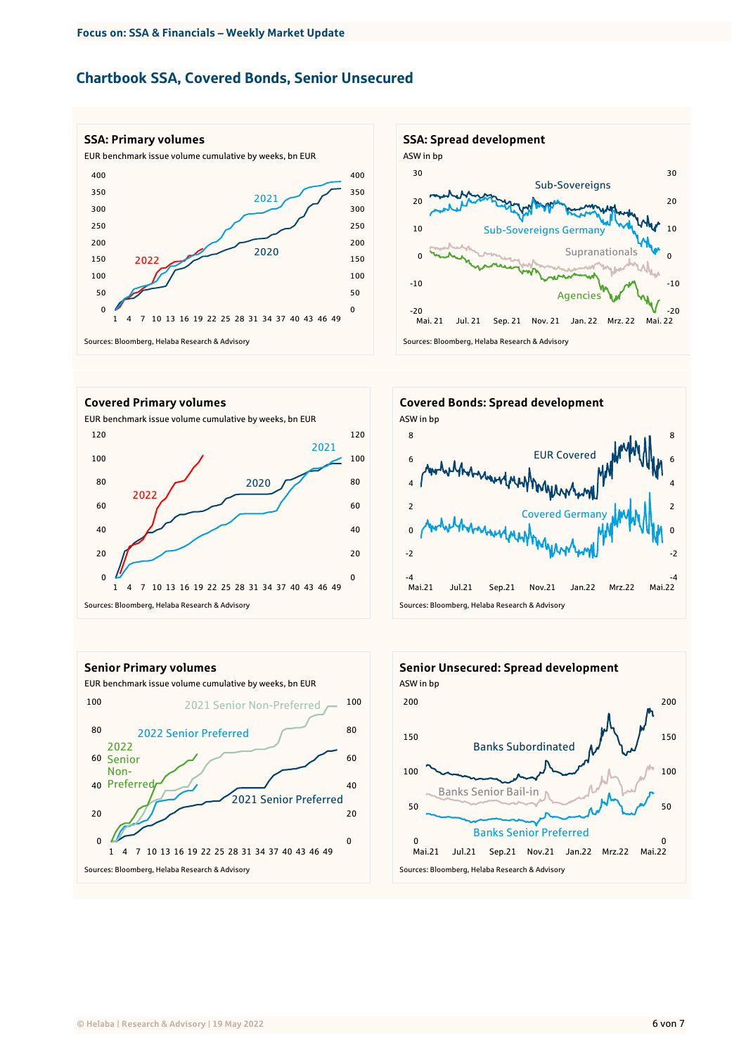## Chartbook SSA, Covered Bonds, Senior Unsecured

**SSA: Primary volumes**

EUR benchmark issue volume cumulative by weeks, bn EUR

Sources: Bloomberg, Helaba Research & Advisory

**SSA: Spread development**

ASW in bp

Sources: Bloomberg, Helaba Research & Advisory

**Covered Primary volumes**

EUR benchmark issue volume cumulative by weeks, bn EUR

Sources: Bloomberg, Helaba Research & Advisory

**Covered Bonds: Spread development**

ASW in bp

Sources: Bloomberg, Helaba Research & Advisory

**Senior Primary volumes**

EUR benchmark issue volume cumulative by weeks, bn EUR

Sources: Bloomberg, Helaba Research & Advisory

**Senior Unsecured: Spread development**

ASW in bp

Sources: Bloomberg, Helaba Research & Advisory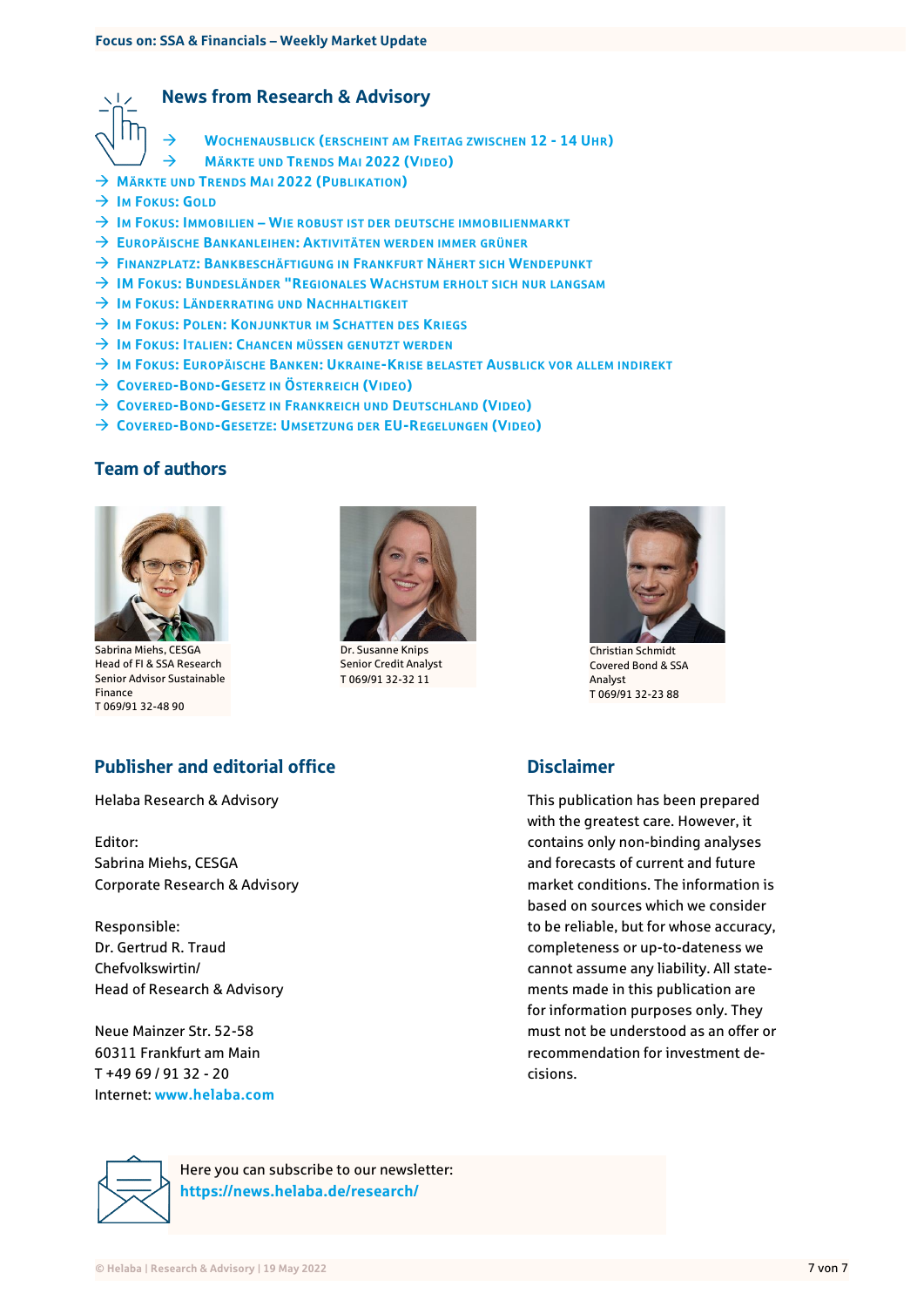## News from Research & Advisory

- → WOCHENAUSBLICK (ERSCHEINT AM FREITAG ZWISCHEN 12 - 14 UHR)
- → MÄRKTE UND TRENDS MAI 2022 (VIDEO)
- → MÄRKTE UND TRENDS MAI 2022 (PUBLIKATION)
- → IM FOKUS: GOLD
- → IM FOKUS: IMMOBILIEN – WIE ROBUST IST DER DEUTSCHE IMMOBILIENMARKT
- → EUROPÄISCHE BANKANLEIHEN: AKTIVITÄTEN WERDEN IMMER GRÜNER
- → FINANZPLATZ: BANKBESCHÄFTIGUNG IN FRANKFURT NÄHERT SICH WENDEPUNKT
- → IM FOKUS: BUNDESLÄNDER "REGIONALES WACHSTUM ERHOLT SICH NUR LANGSAM
- → IM FOKUS: LÄNDERRATING UND NACHHALTIGKEIT
- → IM FOKUS: POLEN: KONJUNKTUR IM SCHATTEN DES KRIEGS
- → IM FOKUS: ITALIEN: CHANCEN MÜSSEN GENUTZT WERDEN
- → IM FOKUS: EUROPÄISCHE BANKEN: UKRAINE-KRISE BELASTET AUSBLICK VOR ALLEM INDIREKT
- → COVERED-BOND-GESETZ IN ÖSTERREICH (VIDEO)
- → COVERED-BOND-GESETZ IN FRANKREICH UND DEUTSCHLAND (VIDEO)
- → COVERED-BOND-GESETZE: UMSETZUNG DER EU-REGELUNGEN (VIDEO)

## Team of authors

Sabrina Miehs, CESGA
Head of FI & SSA Research
Senior Advisor Sustainable Finance
T 069/91 32-48 90

Dr. Susanne Knips
Senior Credit Analyst
T 069/91 32-32 11

Christian Schmidt
Covered Bond & SSA Analyst
T 069/91 32-23 88

## Publisher and editorial office

Helaba Research & Advisory

Editor:
Sabrina Miehs, CESGA
Corporate Research & Advisory

Responsible:
Dr. Gertrud R. Traud
Chefvolkswirtin/
Head of Research & Advisory

Neue Mainzer Str. 52-58
60311 Frankfurt am Main
T +49 69 / 91 32 - 20
Internet: www.helaba.com

## Disclaimer

This publication has been prepared with the greatest care. However, it contains only non-binding analyses and forecasts of current and future market conditions. The information is based on sources which we consider to be reliable, but for whose accuracy, completeness or up-to-dateness we cannot assume any liability. All statements made in this publication are for information purposes only. They must not be understood as an offer or recommendation for investment decisions.

Here you can subscribe to our newsletter:
**https://news.helaba.de/research/**